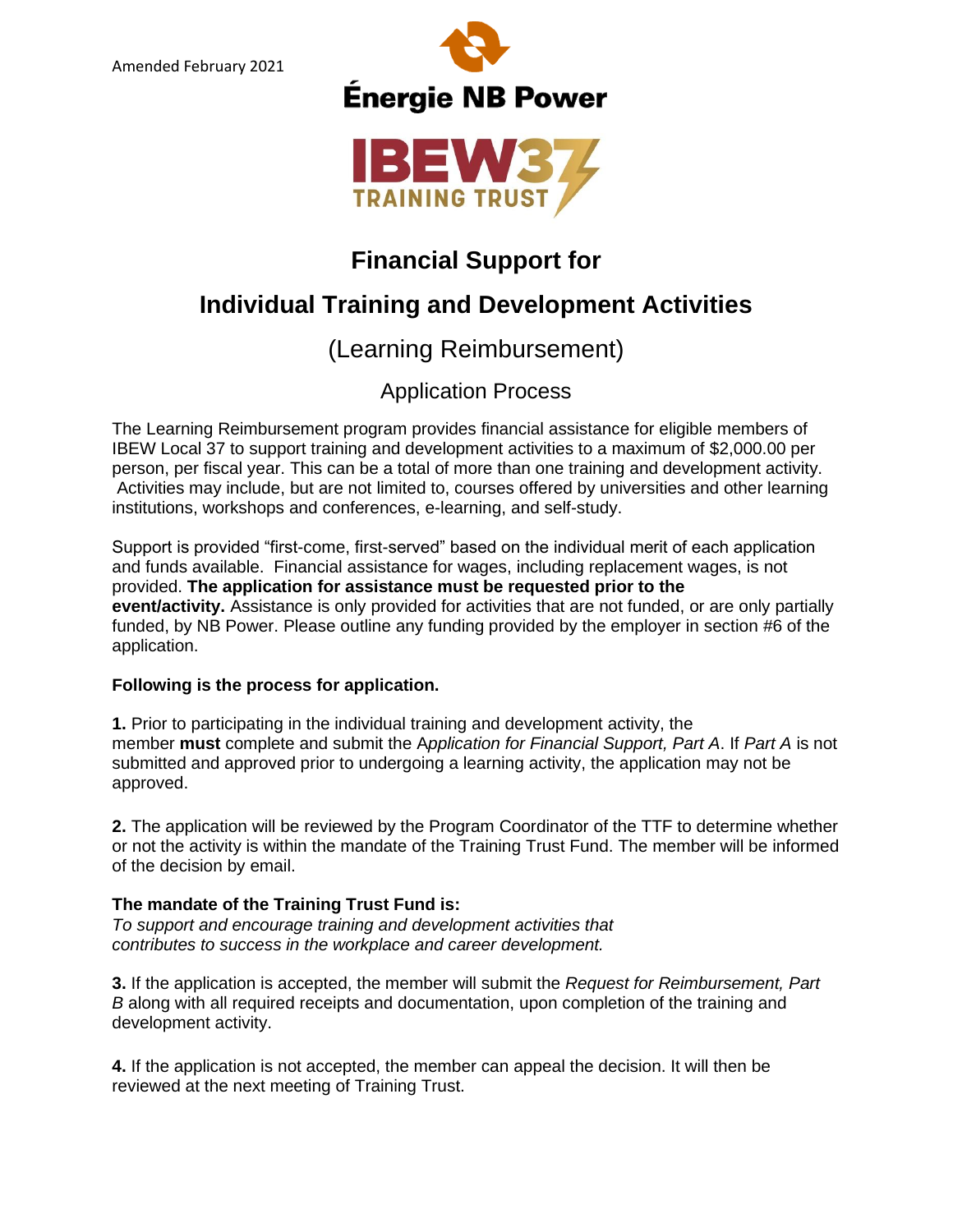Amended February 2021

Énergie NB Power

IBEW37 TRAINING TRUST

# Financial Support for

# Individual Training and Development Activities

## (Learning Reimbursement)

## Application Process

The Learning Reimbursement program provides financial assistance for eligible members of IBEW Local 37 to support training and development activities to a maximum of $2,000.00 per person, per fiscal year. This can be a total of more than one training and development activity. Activities may include, but are not limited to, courses offered by universities and other learning institutions, workshops and conferences, e-learning, and self-study.

Support is provided "first-come, first-served" based on the individual merit of each application and funds available. Financial assistance for wages, including replacement wages, is not provided. **The application for assistance must be requested prior to the event/activity.** Assistance is only provided for activities that are not funded, or are only partially funded, by NB Power. Please outline any funding provided by the employer in section #6 of the application.

**Following is the process for application.**

**1.** Prior to participating in the individual training and development activity, the member **must** complete and submit the A*pplication for Financial Support, Part A*. If *Part A* is not submitted and approved prior to undergoing a learning activity, the application may not be approved.

**2.** The application will be reviewed by the Program Coordinator of the TTF to determine whether or not the activity is within the mandate of the Training Trust Fund. The member will be informed of the decision by email.

**The mandate of the Training Trust Fund is:**
*To support and encourage training and development activities that contributes to success in the workplace and career development.*

**3.** If the application is accepted, the member will submit the *Request for Reimbursement, Part B* along with all required receipts and documentation, upon completion of the training and development activity.

**4.** If the application is not accepted, the member can appeal the decision. It will then be reviewed at the next meeting of Training Trust.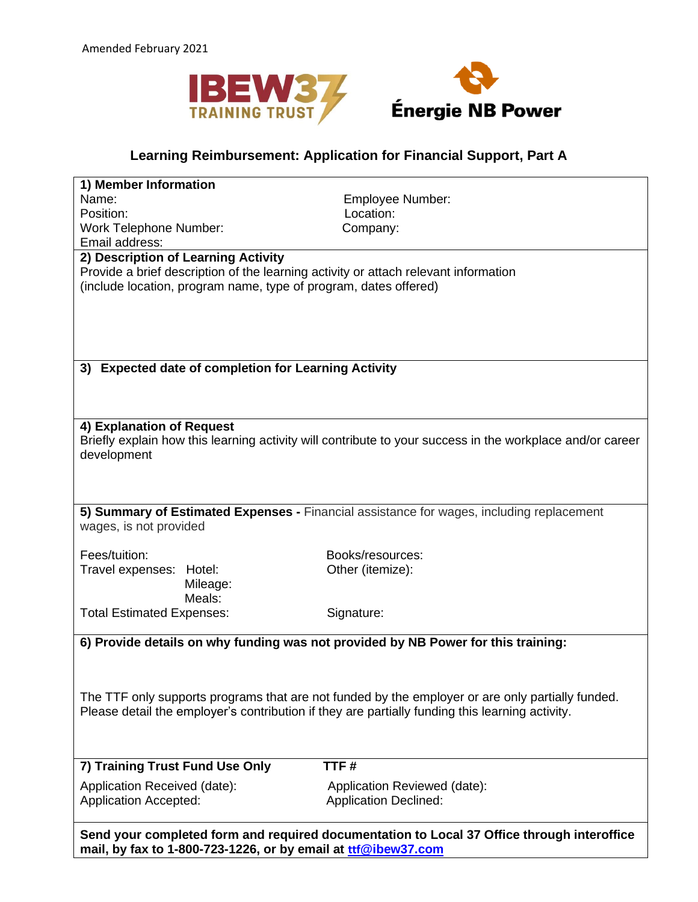Amended February 2021

IBEW37 TRAINING TRUST

Énergie NB Power

## Learning Reimbursement: Application for Financial Support, Part A

**1) Member Information**

Name:

Employee Number:

Position:

Location:

Work Telephone Number:

Company:

Email address:

**2) Description of Learning Activity**

Provide a brief description of the learning activity or attach relevant information (include location, program name, type of program, dates offered)

**3) Expected date of completion for Learning Activity**

**4) Explanation of Request**

Briefly explain how this learning activity will contribute to your success in the workplace and/or career development

**5) Summary of Estimated Expenses -** Financial assistance for wages, including replacement wages, is not provided

Fees/tuition:

Books/resources:

Travel expenses: Hotel:

Other (itemize):

Mileage:

Meals:

Total Estimated Expenses:

Signature:

**6) Provide details on why funding was not provided by NB Power for this training:**

The TTF only supports programs that are not funded by the employer or are only partially funded. Please detail the employer's contribution if they are partially funding this learning activity.

**7) Training Trust Fund Use Only** **TTF #**

Application Received (date):

Application Reviewed (date):

Application Accepted:

Application Declined:

**Send your completed form and required documentation to Local 37 Office through interoffice mail, by fax to 1-800-723-1226, or by email at ttf@ibew37.com**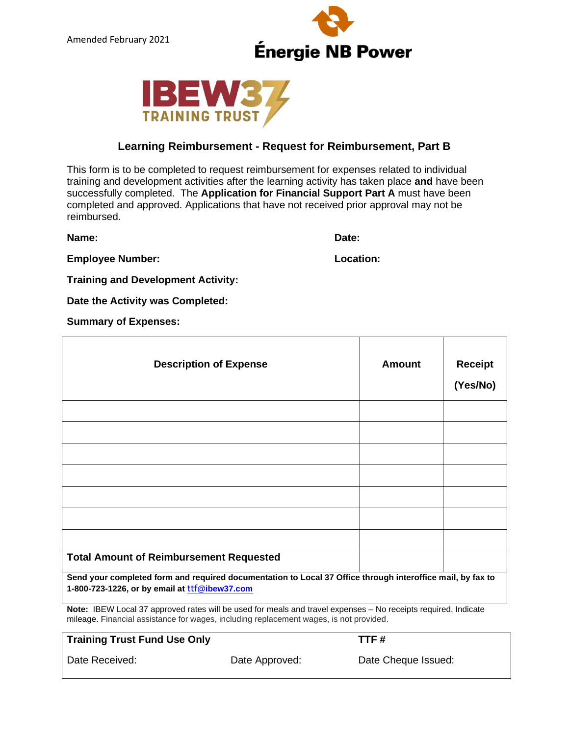Amended February 2021

Énergie NB Power

IBEW37 TRAINING TRUST

## Learning Reimbursement - Request for Reimbursement, Part B

This form is to be completed to request reimbursement for expenses related to individual training and development activities after the learning activity has taken place **and** have been successfully completed. The **Application for Financial Support Part A** must have been completed and approved. Applications that have not received prior approval may not be reimbursed.

**Name:** **Date:**

**Employee Number:** **Location:**

**Training and Development Activity:**

**Date the Activity was Completed:**

**Summary of Expenses:**

| Description of Expense | Amount | Receipt (Yes/No) |
|---|---|---|
| | | |
| | | |
| | | |
| | | |
| | | |
| | | |
| | | |
| **Total Amount of Reimbursement Requested** | | |

**Send your completed form and required documentation to Local 37 Office through interoffice mail, by fax to 1-800-723-1226, or by email at ttf@ibew37.com**

**Note:** IBEW Local 37 approved rates will be used for meals and travel expenses – No receipts required, Indicate mileage. Financial assistance for wages, including replacement wages, is not provided.

| **Training Trust Fund Use Only** | | **TTF #** |
|---|---|---|
| Date Received: | Date Approved: | Date Cheque Issued: |